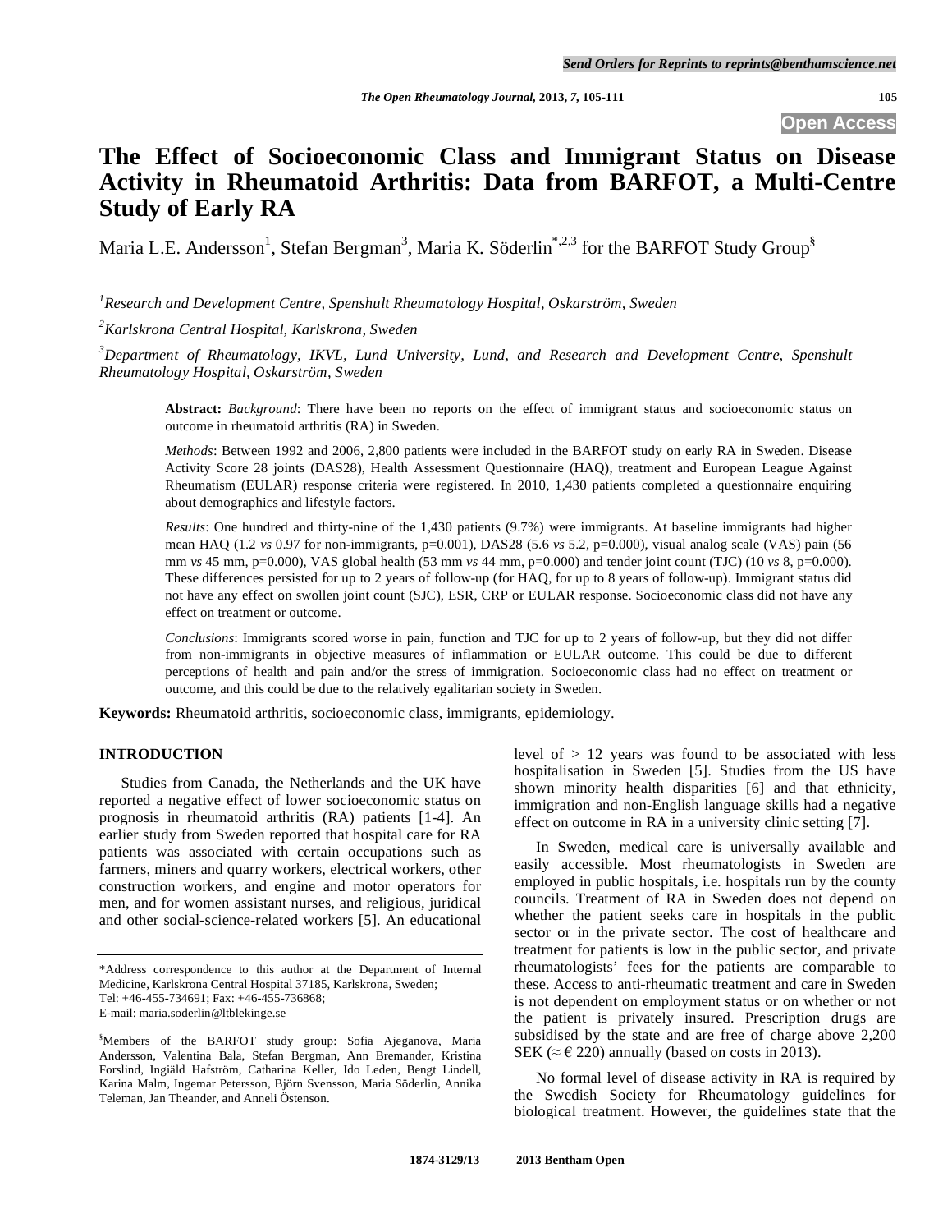# The Effect of Socioeconomic Class and Immigrant Status on Disease Activity in Rheumatoid Arthritis: Data from BARFOT, a Multi-Centre Study of Early RA

Maria L.E. Andersson[1], Stefan Bergman[3], Maria K. Söderlin[*,2,3] for the BARFOT Study Group[§]

[1]*Research and Development Centre, Spenshult Rheumatology Hospital, Oskarström, Sweden*

[2]*Karlskrona Central Hospital, Karlskrona, Sweden*

[3]*Department of Rheumatology, IKVL, Lund University, Lund, and Research and Development Centre, Spenshult Rheumatology Hospital, Oskarström, Sweden*

**Abstract:** *Background*: There have been no reports on the effect of immigrant status and socioeconomic status on outcome in rheumatoid arthritis (RA) in Sweden.

*Methods*: Between 1992 and 2006, 2,800 patients were included in the BARFOT study on early RA in Sweden. Disease Activity Score 28 joints (DAS28), Health Assessment Questionnaire (HAQ), treatment and European League Against Rheumatism (EULAR) response criteria were registered. In 2010, 1,430 patients completed a questionnaire enquiring about demographics and lifestyle factors.

*Results*: One hundred and thirty-nine of the 1,430 patients (9.7%) were immigrants. At baseline immigrants had higher mean HAQ (1.2 *vs* 0.97 for non-immigrants, p=0.001), DAS28 (5.6 *vs* 5.2, p=0.000), visual analog scale (VAS) pain (56 mm *vs* 45 mm, p=0.000), VAS global health (53 mm *vs* 44 mm, p=0.000) and tender joint count (TJC) (10 *vs* 8, p=0.000). These differences persisted for up to 2 years of follow-up (for HAQ, for up to 8 years of follow-up). Immigrant status did not have any effect on swollen joint count (SJC), ESR, CRP or EULAR response. Socioeconomic class did not have any effect on treatment or outcome.

*Conclusions*: Immigrants scored worse in pain, function and TJC for up to 2 years of follow-up, but they did not differ from non-immigrants in objective measures of inflammation or EULAR outcome. This could be due to different perceptions of health and pain and/or the stress of immigration. Socioeconomic class had no effect on treatment or outcome, and this could be due to the relatively egalitarian society in Sweden.

**Keywords:** Rheumatoid arthritis, socioeconomic class, immigrants, epidemiology.

## INTRODUCTION

Studies from Canada, the Netherlands and the UK have reported a negative effect of lower socioeconomic status on prognosis in rheumatoid arthritis (RA) patients [1-4]. An earlier study from Sweden reported that hospital care for RA patients was associated with certain occupations such as farmers, miners and quarry workers, electrical workers, other construction workers, and engine and motor operators for men, and for women assistant nurses, and religious, juridical and other social-science-related workers [5]. An educational level of > 12 years was found to be associated with less hospitalisation in Sweden [5]. Studies from the US have shown minority health disparities [6] and that ethnicity, immigration and non-English language skills had a negative effect on outcome in RA in a university clinic setting [7].

In Sweden, medical care is universally available and easily accessible. Most rheumatologists in Sweden are employed in public hospitals, i.e. hospitals run by the county councils. Treatment of RA in Sweden does not depend on whether the patient seeks care in hospitals in the public sector or in the private sector. The cost of healthcare and treatment for patients is low in the public sector, and private rheumatologists' fees for the patients are comparable to these. Access to anti-rheumatic treatment and care in Sweden is not dependent on employment status or on whether or not the patient is privately insured. Prescription drugs are subsidised by the state and are free of charge above 2,200 SEK (≈ € 220) annually (based on costs in 2013).

No formal level of disease activity in RA is required by the Swedish Society for Rheumatology guidelines for biological treatment. However, the guidelines state that the

---

*Address correspondence to this author at the Department of Internal Medicine, Karlskrona Central Hospital 37185, Karlskrona, Sweden; Tel: +46-455-734691; Fax: +46-455-736868; E-mail: maria.soderlin@ltblekinge.se

[§]Members of the BARFOT study group: Sofia Ajeganova, Maria Andersson, Valentina Bala, Stefan Bergman, Ann Bremander, Kristina Forslind, Ingiäld Hafström, Catharina Keller, Ido Leden, Bengt Lindell, Karina Malm, Ingemar Petersson, Björn Svensson, Maria Söderlin, Annika Teleman, Jan Theander, and Anneli Östenson.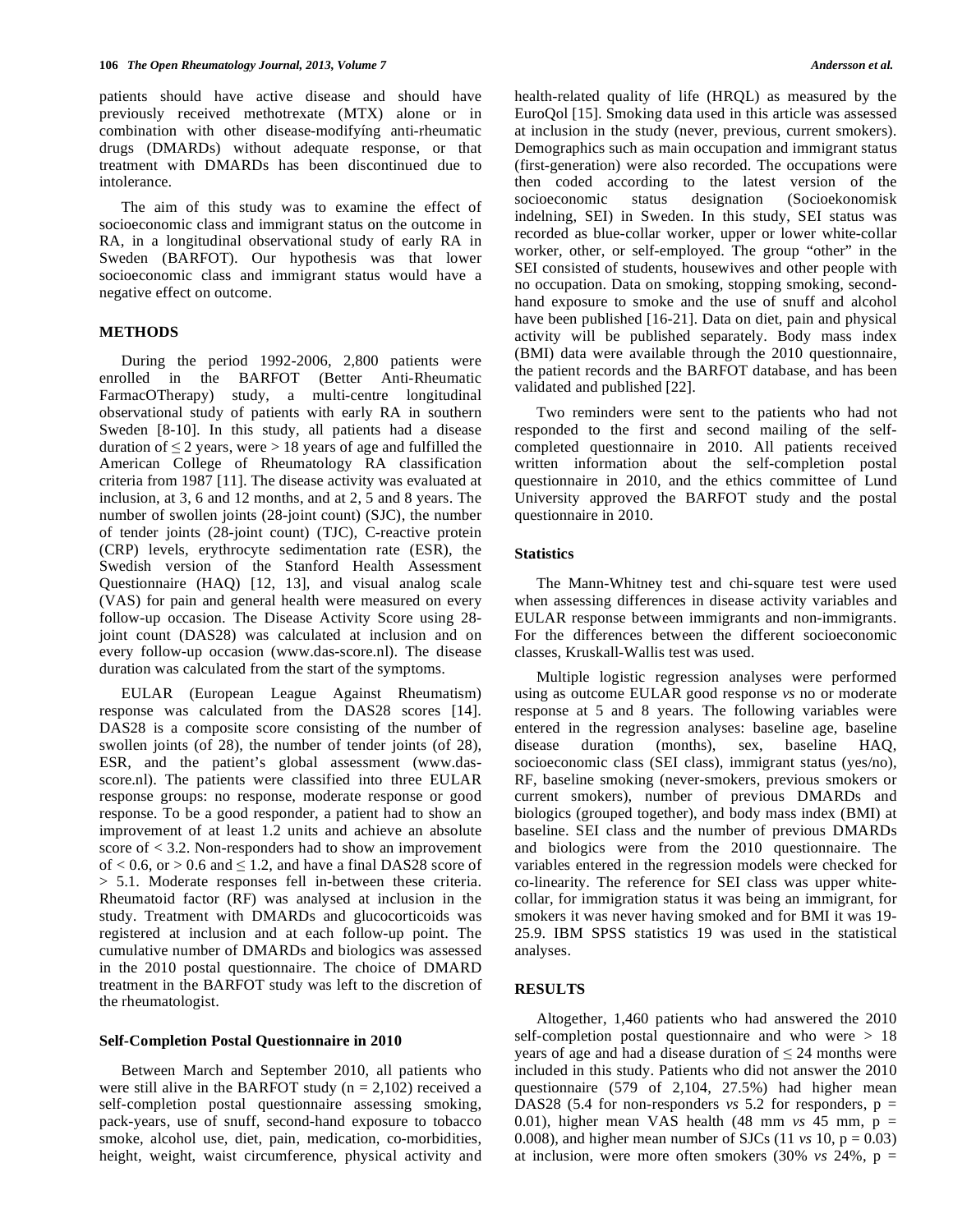patients should have active disease and should have previously received methotrexate (MTX) alone or in combination with other disease-modifyíng anti-rheumatic drugs (DMARDs) without adequate response, or that treatment with DMARDs has been discontinued due to intolerance.

The aim of this study was to examine the effect of socioeconomic class and immigrant status on the outcome in RA, in a longitudinal observational study of early RA in Sweden (BARFOT). Our hypothesis was that lower socioeconomic class and immigrant status would have a negative effect on outcome.

## METHODS

During the period 1992-2006, 2,800 patients were enrolled in the BARFOT (Better Anti-Rheumatic FarmacOTherapy) study, a multi-centre longitudinal observational study of patients with early RA in southern Sweden [8-10]. In this study, all patients had a disease duration of ≤ 2 years, were > 18 years of age and fulfilled the American College of Rheumatology RA classification criteria from 1987 [11]. The disease activity was evaluated at inclusion, at 3, 6 and 12 months, and at 2, 5 and 8 years. The number of swollen joints (28-joint count) (SJC), the number of tender joints (28-joint count) (TJC), C-reactive protein (CRP) levels, erythrocyte sedimentation rate (ESR), the Swedish version of the Stanford Health Assessment Questionnaire (HAQ) [12, 13], and visual analog scale (VAS) for pain and general health were measured on every follow-up occasion. The Disease Activity Score using 28-joint count (DAS28) was calculated at inclusion and on every follow-up occasion (www.das-score.nl). The disease duration was calculated from the start of the symptoms.

EULAR (European League Against Rheumatism) response was calculated from the DAS28 scores [14]. DAS28 is a composite score consisting of the number of swollen joints (of 28), the number of tender joints (of 28), ESR, and the patient's global assessment (www.das-score.nl). The patients were classified into three EULAR response groups: no response, moderate response or good response. To be a good responder, a patient had to show an improvement of at least 1.2 units and achieve an absolute score of < 3.2. Non-responders had to show an improvement of < 0.6, or > 0.6 and ≤ 1.2, and have a final DAS28 score of > 5.1. Moderate responses fell in-between these criteria. Rheumatoid factor (RF) was analysed at inclusion in the study. Treatment with DMARDs and glucocorticoids was registered at inclusion and at each follow-up point. The cumulative number of DMARDs and biologics was assessed in the 2010 postal questionnaire. The choice of DMARD treatment in the BARFOT study was left to the discretion of the rheumatologist.

### Self-Completion Postal Questionnaire in 2010

Between March and September 2010, all patients who were still alive in the BARFOT study (n = 2,102) received a self-completion postal questionnaire assessing smoking, pack-years, use of snuff, second-hand exposure to tobacco smoke, alcohol use, diet, pain, medication, co-morbidities, height, weight, waist circumference, physical activity and health-related quality of life (HRQL) as measured by the EuroQol [15]. Smoking data used in this article was assessed at inclusion in the study (never, previous, current smokers). Demographics such as main occupation and immigrant status (first-generation) were also recorded. The occupations were then coded according to the latest version of the socioeconomic status designation (Socioekonomisk indelning, SEI) in Sweden. In this study, SEI status was recorded as blue-collar worker, upper or lower white-collar worker, other, or self-employed. The group "other" in the SEI consisted of students, housewives and other people with no occupation. Data on smoking, stopping smoking, second-hand exposure to smoke and the use of snuff and alcohol have been published [16-21]. Data on diet, pain and physical activity will be published separately. Body mass index (BMI) data were available through the 2010 questionnaire, the patient records and the BARFOT database, and has been validated and published [22].

Two reminders were sent to the patients who had not responded to the first and second mailing of the self-completed questionnaire in 2010. All patients received written information about the self-completion postal questionnaire in 2010, and the ethics committee of Lund University approved the BARFOT study and the postal questionnaire in 2010.

### Statistics

The Mann-Whitney test and chi-square test were used when assessing differences in disease activity variables and EULAR response between immigrants and non-immigrants. For the differences between the different socioeconomic classes, Kruskall-Wallis test was used.

Multiple logistic regression analyses were performed using as outcome EULAR good response *vs* no or moderate response at 5 and 8 years. The following variables were entered in the regression analyses: baseline age, baseline disease duration (months), sex, baseline HAQ, socioeconomic class (SEI class), immigrant status (yes/no), RF, baseline smoking (never-smokers, previous smokers or current smokers), number of previous DMARDs and biologics (grouped together), and body mass index (BMI) at baseline. SEI class and the number of previous DMARDs and biologics were from the 2010 questionnaire. The variables entered in the regression models were checked for co-linearity. The reference for SEI class was upper white-collar, for immigration status it was being an immigrant, for smokers it was never having smoked and for BMI it was 19-25.9. IBM SPSS statistics 19 was used in the statistical analyses.

## RESULTS

Altogether, 1,460 patients who had answered the 2010 self-completion postal questionnaire and who were > 18 years of age and had a disease duration of ≤ 24 months were included in this study. Patients who did not answer the 2010 questionnaire (579 of 2,104, 27.5%) had higher mean DAS28 (5.4 for non-responders *vs* 5.2 for responders, p = 0.01), higher mean VAS health (48 mm *vs* 45 mm, p = 0.008), and higher mean number of SJCs (11 *vs* 10, p = 0.03) at inclusion, were more often smokers (30% *vs* 24%, p =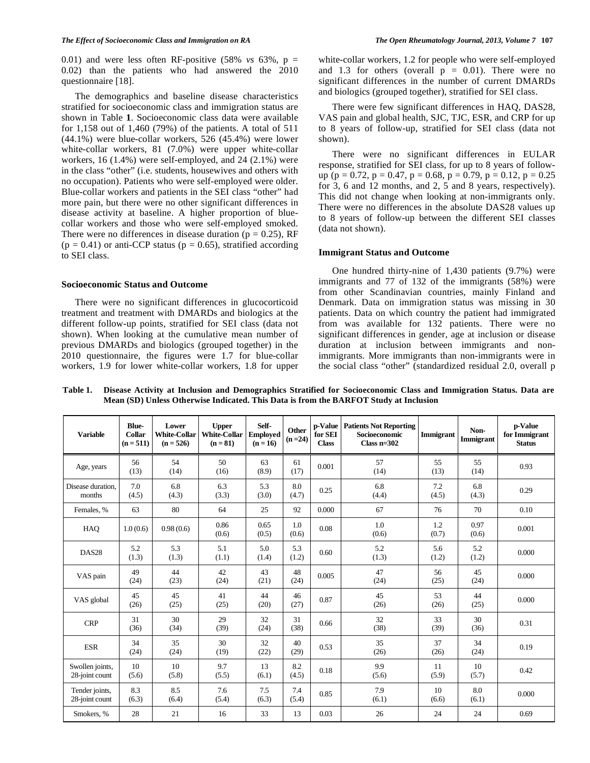0.01) and were less often RF-positive (58% *vs* 63%, p = 0.02) than the patients who had answered the 2010 questionnaire [18].

The demographics and baseline disease characteristics stratified for socioeconomic class and immigration status are shown in Table **1**. Socioeconomic class data were available for 1,158 out of 1,460 (79%) of the patients. A total of 511 (44.1%) were blue-collar workers, 526 (45.4%) were lower white-collar workers, 81 (7.0%) were upper white-collar workers, 16 (1.4%) were self-employed, and 24 (2.1%) were in the class "other" (i.e. students, housewives and others with no occupation). Patients who were self-employed were older. Blue-collar workers and patients in the SEI class "other" had more pain, but there were no other significant differences in disease activity at baseline. A higher proportion of blue-collar workers and those who were self-employed smoked. There were no differences in disease duration (p = 0.25), RF (p = 0.41) or anti-CCP status (p = 0.65), stratified according to SEI class.

### Socioeconomic Status and Outcome

There were no significant differences in glucocorticoid treatment and treatment with DMARDs and biologics at the different follow-up points, stratified for SEI class (data not shown). When looking at the cumulative mean number of previous DMARDs and biologics (grouped together) in the 2010 questionnaire, the figures were 1.7 for blue-collar workers, 1.9 for lower white-collar workers, 1.8 for upper white-collar workers, 1.2 for people who were self-employed and 1.3 for others (overall p = 0.01). There were no significant differences in the number of current DMARDs and biologics (grouped together), stratified for SEI class.

There were few significant differences in HAQ, DAS28, VAS pain and global health, SJC, TJC, ESR, and CRP for up to 8 years of follow-up, stratified for SEI class (data not shown).

There were no significant differences in EULAR response, stratified for SEI class, for up to 8 years of follow-up (p = 0.72, p = 0.47, p = 0.68, p = 0.79, p = 0.12, p = 0.25 for 3, 6 and 12 months, and 2, 5 and 8 years, respectively). This did not change when looking at non-immigrants only. There were no differences in the absolute DAS28 values up to 8 years of follow-up between the different SEI classes (data not shown).

### Immigrant Status and Outcome

One hundred thirty-nine of 1,430 patients (9.7%) were immigrants and 77 of 132 of the immigrants (58%) were from other Scandinavian countries, mainly Finland and Denmark. Data on immigration status was missing in 30 patients. Data on which country the patient had immigrated from was available for 132 patients. There were no significant differences in gender, age at inclusion or disease duration at inclusion between immigrants and non-immigrants. More immigrants than non-immigrants were in the social class "other" (standardized residual 2.0, overall p

**Table 1. Disease Activity at Inclusion and Demographics Stratified for Socioeconomic Class and Immigration Status. Data are Mean (SD) Unless Otherwise Indicated. This Data is from the BARFOT Study at Inclusion**

| Variable | Blue-Collar (n = 511) | Lower White-Collar (n = 526) | Upper White-Collar (n = 81) | Self-Employed (n = 16) | Other (n =24) | p-Value for SEI Class | Patients Not Reporting Socioeconomic Class n=302 | Immigrant | Non-Immigrant | p-Value for Immigrant Status |
|---|---|---|---|---|---|---|---|---|---|---|
| Age, years | 56 (13) | 54 (14) | 50 (16) | 63 (8.9) | 61 (17) | 0.001 | 57 (14) | 55 (13) | 55 (14) | 0.93 |
| Disease duration, months | 7.0 (4.5) | 6.8 (4.3) | 6.3 (3.3) | 5.3 (3.0) | 8.0 (4.7) | 0.25 | 6.8 (4.4) | 7.2 (4.5) | 6.8 (4.3) | 0.29 |
| Females, % | 63 | 80 | 64 | 25 | 92 | 0.000 | 67 | 76 | 70 | 0.10 |
| HAQ | 1.0 (0.6) | 0.98 (0.6) | 0.86 (0.6) | 0.65 (0.5) | 1.0 (0.6) | 0.08 | 1.0 (0.6) | 1.2 (0.7) | 0.97 (0.6) | 0.001 |
| DAS28 | 5.2 (1.3) | 5.3 (1.3) | 5.1 (1.1) | 5.0 (1.4) | 5.3 (1.2) | 0.60 | 5.2 (1.3) | 5.6 (1.2) | 5.2 (1.2) | 0.000 |
| VAS pain | 49 (24) | 44 (23) | 42 (24) | 43 (21) | 48 (24) | 0.005 | 47 (24) | 56 (25) | 45 (24) | 0.000 |
| VAS global | 45 (26) | 45 (25) | 41 (25) | 44 (20) | 46 (27) | 0.87 | 45 (26) | 53 (26) | 44 (25) | 0.000 |
| CRP | 31 (36) | 30 (34) | 29 (39) | 32 (24) | 31 (38) | 0.66 | 32 (38) | 33 (39) | 30 (36) | 0.31 |
| ESR | 34 (24) | 35 (24) | 30 (19) | 32 (22) | 40 (29) | 0.53 | 35 (26) | 37 (26) | 34 (24) | 0.19 |
| Swollen joints, 28-joint count | 10 (5.6) | 10 (5.8) | 9.7 (5.5) | 13 (6.1) | 8.2 (4.5) | 0.18 | 9.9 (5.6) | 11 (5.9) | 10 (5.7) | 0.42 |
| Tender joints, 28-joint count | 8.3 (6.3) | 8.5 (6.4) | 7.6 (5.4) | 7.5 (6.3) | 7.4 (5.4) | 0.85 | 7.9 (6.1) | 10 (6.6) | 8.0 (6.1) | 0.000 |
| Smokers, % | 28 | 21 | 16 | 33 | 13 | 0.03 | 26 | 24 | 24 | 0.69 |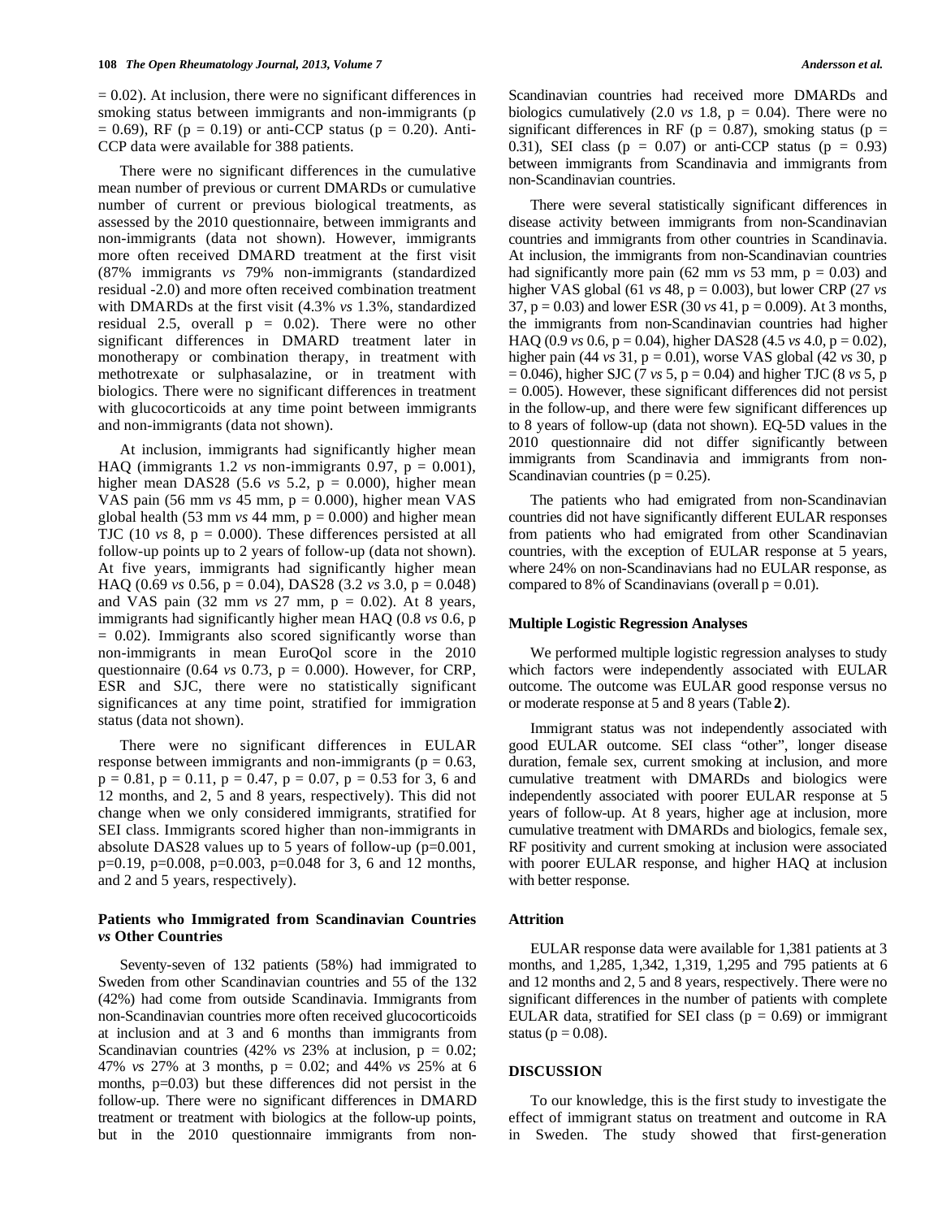= 0.02). At inclusion, there were no significant differences in smoking status between immigrants and non-immigrants ($p = 0.69$), RF ($p = 0.19$) or anti-CCP status ($p = 0.20$). Anti-CCP data were available for 388 patients.

There were no significant differences in the cumulative mean number of previous or current DMARDs or cumulative number of current or previous biological treatments, as assessed by the 2010 questionnaire, between immigrants and non-immigrants (data not shown). However, immigrants more often received DMARD treatment at the first visit (87% immigrants *vs* 79% non-immigrants (standardized residual -2.0) and more often received combination treatment with DMARDs at the first visit (4.3% *vs* 1.3%, standardized residual 2.5, overall $p = 0.02$). There were no other significant differences in DMARD treatment later in monotherapy or combination therapy, in treatment with methotrexate or sulphasalazine, or in treatment with biologics. There were no significant differences in treatment with glucocorticoids at any time point between immigrants and non-immigrants (data not shown).

At inclusion, immigrants had significantly higher mean HAQ (immigrants 1.2 *vs* non-immigrants 0.97, $p = 0.001$), higher mean DAS28 (5.6 *vs* 5.2, $p = 0.000$), higher mean VAS pain (56 mm *vs* 45 mm, $p = 0.000$), higher mean VAS global health (53 mm *vs* 44 mm, $p = 0.000$) and higher mean TJC (10 *vs* 8, $p = 0.000$). These differences persisted at all follow-up points up to 2 years of follow-up (data not shown). At five years, immigrants had significantly higher mean HAQ (0.69 *vs* 0.56, $p = 0.04$), DAS28 (3.2 *vs* 3.0, $p = 0.048$) and VAS pain (32 mm *vs* 27 mm, $p = 0.02$). At 8 years, immigrants had significantly higher mean HAQ (0.8 *vs* 0.6, $p = 0.02$). Immigrants also scored significantly worse than non-immigrants in mean EuroQol score in the 2010 questionnaire (0.64 *vs* 0.73, $p = 0.000$). However, for CRP, ESR and SJC, there were no statistically significant significances at any time point, stratified for immigration status (data not shown).

There were no significant differences in EULAR response between immigrants and non-immigrants ($p = 0.63$, $p = 0.81$, $p = 0.11$, $p = 0.47$, $p = 0.07$, $p = 0.53$ for 3, 6 and 12 months, and 2, 5 and 8 years, respectively). This did not change when we only considered immigrants, stratified for SEI class. Immigrants scored higher than non-immigrants in absolute DAS28 values up to 5 years of follow-up ($p=0.001$, $p=0.19$, $p=0.008$, $p=0.003$, $p=0.048$ for 3, 6 and 12 months, and 2 and 5 years, respectively).

### Patients who Immigrated from Scandinavian Countries *vs* Other Countries

Seventy-seven of 132 patients (58%) had immigrated to Sweden from other Scandinavian countries and 55 of the 132 (42%) had come from outside Scandinavia. Immigrants from non-Scandinavian countries more often received glucocorticoids at inclusion and at 3 and 6 months than immigrants from Scandinavian countries (42% *vs* 23% at inclusion, $p = 0.02$; 47% *vs* 27% at 3 months, $p = 0.02$; and 44% *vs* 25% at 6 months, $p=0.03$) but these differences did not persist in the follow-up. There were no significant differences in DMARD treatment or treatment with biologics at the follow-up points, but in the 2010 questionnaire immigrants from non-Scandinavian countries had received more DMARDs and biologics cumulatively (2.0 *vs* 1.8, $p = 0.04$). There were no significant differences in RF ($p = 0.87$), smoking status ($p = 0.31$), SEI class ($p = 0.07$) or anti-CCP status ($p = 0.93$) between immigrants from Scandinavia and immigrants from non-Scandinavian countries.

There were several statistically significant differences in disease activity between immigrants from non-Scandinavian countries and immigrants from other countries in Scandinavia. At inclusion, the immigrants from non-Scandinavian countries had significantly more pain (62 mm *vs* 53 mm, $p = 0.03$) and higher VAS global (61 *vs* 48, $p = 0.003$), but lower CRP (27 *vs* 37, $p = 0.03$) and lower ESR (30 *vs* 41, $p = 0.009$). At 3 months, the immigrants from non-Scandinavian countries had higher HAQ (0.9 *vs* 0.6, $p = 0.04$), higher DAS28 (4.5 *vs* 4.0, $p = 0.02$), higher pain (44 *vs* 31, $p = 0.01$), worse VAS global (42 *vs* 30, $p = 0.046$), higher SJC (7 *vs* 5, $p = 0.04$) and higher TJC (8 *vs* 5, $p = 0.005$). However, these significant differences did not persist in the follow-up, and there were few significant differences up to 8 years of follow-up (data not shown). EQ-5D values in the 2010 questionnaire did not differ significantly between immigrants from Scandinavia and immigrants from non-Scandinavian countries ($p = 0.25$).

The patients who had emigrated from non-Scandinavian countries did not have significantly different EULAR responses from patients who had emigrated from other Scandinavian countries, with the exception of EULAR response at 5 years, where 24% on non-Scandinavians had no EULAR response, as compared to 8% of Scandinavians (overall $p = 0.01$).

### Multiple Logistic Regression Analyses

We performed multiple logistic regression analyses to study which factors were independently associated with EULAR outcome. The outcome was EULAR good response versus no or moderate response at 5 and 8 years (Table **2**).

Immigrant status was not independently associated with good EULAR outcome. SEI class "other", longer disease duration, female sex, current smoking at inclusion, and more cumulative treatment with DMARDs and biologics were independently associated with poorer EULAR response at 5 years of follow-up. At 8 years, higher age at inclusion, more cumulative treatment with DMARDs and biologics, female sex, RF positivity and current smoking at inclusion were associated with poorer EULAR response, and higher HAQ at inclusion with better response.

### Attrition

EULAR response data were available for 1,381 patients at 3 months, and 1,285, 1,342, 1,319, 1,295 and 795 patients at 6 and 12 months and 2, 5 and 8 years, respectively. There were no significant differences in the number of patients with complete EULAR data, stratified for SEI class ($p = 0.69$) or immigrant status ($p = 0.08$).

## DISCUSSION

To our knowledge, this is the first study to investigate the effect of immigrant status on treatment and outcome in RA in Sweden. The study showed that first-generation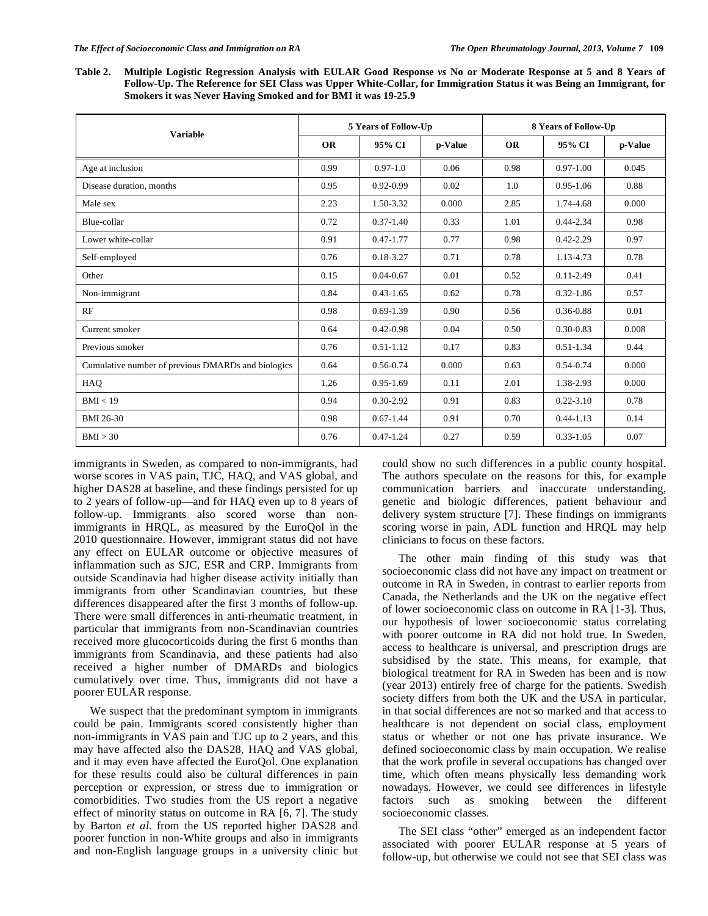**Table 2. Multiple Logistic Regression Analysis with EULAR Good Response *vs* No or Moderate Response at 5 and 8 Years of Follow-Up. The Reference for SEI Class was Upper White-Collar, for Immigration Status it was Being an Immigrant, for Smokers it was Never Having Smoked and for BMI it was 19-25.9**

| Variable | 5 Years of Follow-Up | | | 8 Years of Follow-Up | | |
|---|---|---|---|---|---|---|
| | OR | 95% CI | p-Value | OR | 95% CI | p-Value |
| Age at inclusion | 0.99 | 0.97-1.0 | 0.06 | 0.98 | 0.97-1.00 | 0.045 |
| Disease duration, months | 0.95 | 0.92-0.99 | 0.02 | 1.0 | 0.95-1.06 | 0.88 |
| Male sex | 2.23 | 1.50-3.32 | 0.000 | 2.85 | 1.74-4.68 | 0.000 |
| Blue-collar | 0.72 | 0.37-1.40 | 0.33 | 1.01 | 0.44-2.34 | 0.98 |
| Lower white-collar | 0.91 | 0.47-1.77 | 0.77 | 0.98 | 0.42-2.29 | 0.97 |
| Self-employed | 0.76 | 0.18-3.27 | 0.71 | 0.78 | 1.13-4.73 | 0.78 |
| Other | 0.15 | 0.04-0.67 | 0.01 | 0.52 | 0.11-2.49 | 0.41 |
| Non-immigrant | 0.84 | 0.43-1.65 | 0.62 | 0.78 | 0.32-1.86 | 0.57 |
| RF | 0.98 | 0.69-1.39 | 0.90 | 0.56 | 0.36-0.88 | 0.01 |
| Current smoker | 0.64 | 0.42-0.98 | 0.04 | 0.50 | 0.30-0.83 | 0.008 |
| Previous smoker | 0.76 | 0.51-1.12 | 0.17 | 0.83 | 0.51-1.34 | 0.44 |
| Cumulative number of previous DMARDs and biologics | 0.64 | 0.56-0.74 | 0.000 | 0.63 | 0.54-0.74 | 0.000 |
| HAQ | 1.26 | 0.95-1.69 | 0.11 | 2.01 | 1.38-2.93 | 0.000 |
| BMI < 19 | 0.94 | 0.30-2.92 | 0.91 | 0.83 | 0.22-3.10 | 0.78 |
| BMI 26-30 | 0.98 | 0.67-1.44 | 0.91 | 0.70 | 0.44-1.13 | 0.14 |
| BMI > 30 | 0.76 | 0.47-1.24 | 0.27 | 0.59 | 0.33-1.05 | 0.07 |

immigrants in Sweden, as compared to non-immigrants, had worse scores in VAS pain, TJC, HAQ, and VAS global, and higher DAS28 at baseline, and these findings persisted for up to 2 years of follow-up—and for HAQ even up to 8 years of follow-up. Immigrants also scored worse than non-immigrants in HRQL, as measured by the EuroQol in the 2010 questionnaire. However, immigrant status did not have any effect on EULAR outcome or objective measures of inflammation such as SJC, ESR and CRP. Immigrants from outside Scandinavia had higher disease activity initially than immigrants from other Scandinavian countries, but these differences disappeared after the first 3 months of follow-up. There were small differences in anti-rheumatic treatment, in particular that immigrants from non-Scandinavian countries received more glucocorticoids during the first 6 months than immigrants from Scandinavia, and these patients had also received a higher number of DMARDs and biologics cumulatively over time. Thus, immigrants did not have a poorer EULAR response.

We suspect that the predominant symptom in immigrants could be pain. Immigrants scored consistently higher than non-immigrants in VAS pain and TJC up to 2 years, and this may have affected also the DAS28, HAQ and VAS global, and it may even have affected the EuroQol. One explanation for these results could also be cultural differences in pain perception or expression, or stress due to immigration or comorbidities. Two studies from the US report a negative effect of minority status on outcome in RA [6, 7]. The study by Barton *et al.* from the US reported higher DAS28 and poorer function in non-White groups and also in immigrants and non-English language groups in a university clinic but could show no such differences in a public county hospital. The authors speculate on the reasons for this, for example communication barriers and inaccurate understanding, genetic and biologic differences, patient behaviour and delivery system structure [7]. These findings on immigrants scoring worse in pain, ADL function and HRQL may help clinicians to focus on these factors.

The other main finding of this study was that socioeconomic class did not have any impact on treatment or outcome in RA in Sweden, in contrast to earlier reports from Canada, the Netherlands and the UK on the negative effect of lower socioeconomic class on outcome in RA [1-3]. Thus, our hypothesis of lower socioeconomic status correlating with poorer outcome in RA did not hold true. In Sweden, access to healthcare is universal, and prescription drugs are subsidised by the state. This means, for example, that biological treatment for RA in Sweden has been and is now (year 2013) entirely free of charge for the patients. Swedish society differs from both the UK and the USA in particular, in that social differences are not so marked and that access to healthcare is not dependent on social class, employment status or whether or not one has private insurance. We defined socioeconomic class by main occupation. We realise that the work profile in several occupations has changed over time, which often means physically less demanding work nowadays. However, we could see differences in lifestyle factors such as smoking between the different socioeconomic classes.

The SEI class "other" emerged as an independent factor associated with poorer EULAR response at 5 years of follow-up, but otherwise we could not see that SEI class was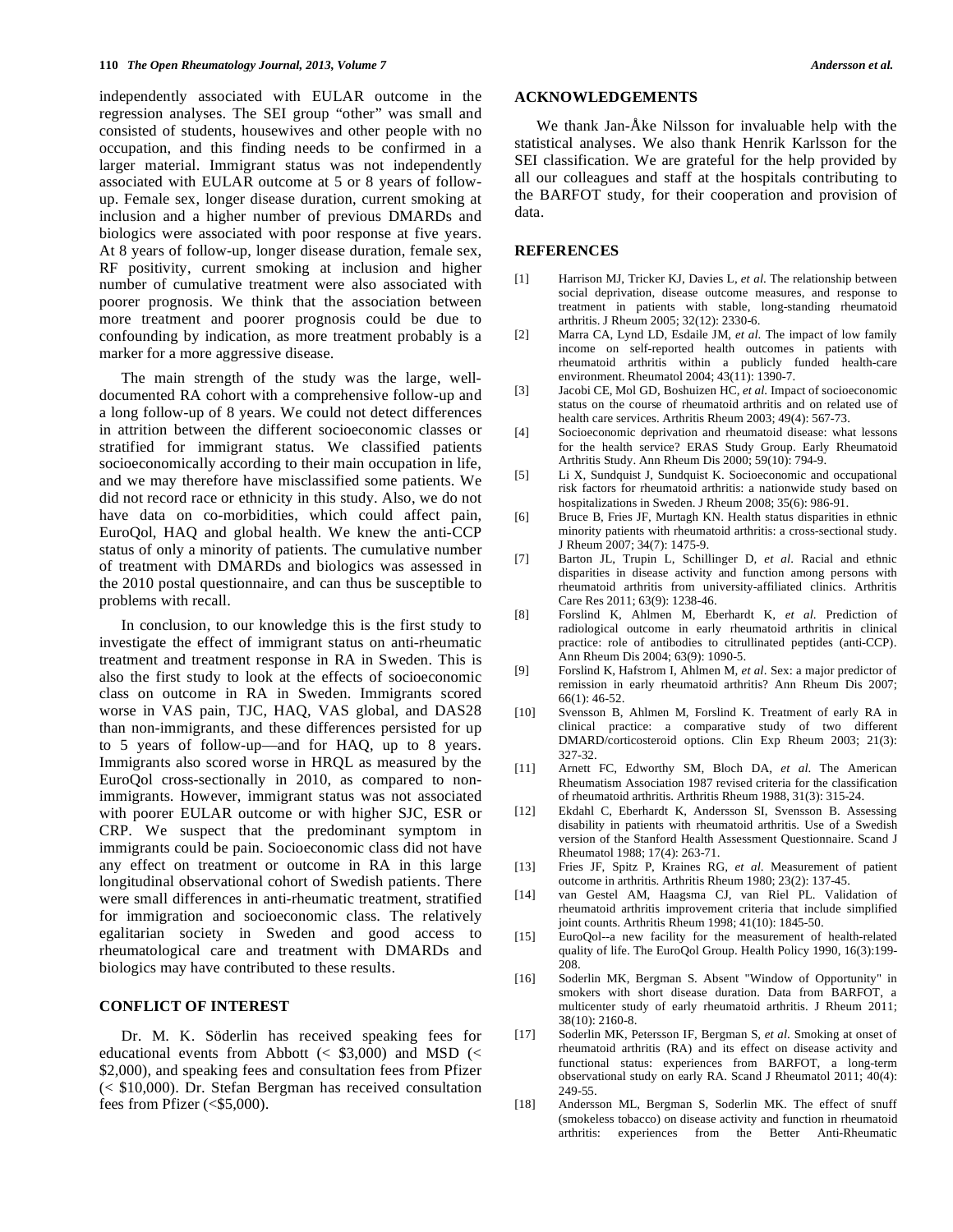independently associated with EULAR outcome in the regression analyses. The SEI group "other" was small and consisted of students, housewives and other people with no occupation, and this finding needs to be confirmed in a larger material. Immigrant status was not independently associated with EULAR outcome at 5 or 8 years of follow-up. Female sex, longer disease duration, current smoking at inclusion and a higher number of previous DMARDs and biologics were associated with poor response at five years. At 8 years of follow-up, longer disease duration, female sex, RF positivity, current smoking at inclusion and higher number of cumulative treatment were also associated with poorer prognosis. We think that the association between more treatment and poorer prognosis could be due to confounding by indication, as more treatment probably is a marker for a more aggressive disease.

The main strength of the study was the large, well-documented RA cohort with a comprehensive follow-up and a long follow-up of 8 years. We could not detect differences in attrition between the different socioeconomic classes or stratified for immigrant status. We classified patients socioeconomically according to their main occupation in life, and we may therefore have misclassified some patients. We did not record race or ethnicity in this study. Also, we do not have data on co-morbidities, which could affect pain, EuroQol, HAQ and global health. We knew the anti-CCP status of only a minority of patients. The cumulative number of treatment with DMARDs and biologics was assessed in the 2010 postal questionnaire, and can thus be susceptible to problems with recall.

In conclusion, to our knowledge this is the first study to investigate the effect of immigrant status on anti-rheumatic treatment and treatment response in RA in Sweden. This is also the first study to look at the effects of socioeconomic class on outcome in RA in Sweden. Immigrants scored worse in VAS pain, TJC, HAQ, VAS global, and DAS28 than non-immigrants, and these differences persisted for up to 5 years of follow-up—and for HAQ, up to 8 years. Immigrants also scored worse in HRQL as measured by the EuroQol cross-sectionally in 2010, as compared to non-immigrants. However, immigrant status was not associated with poorer EULAR outcome or with higher SJC, ESR or CRP. We suspect that the predominant symptom in immigrants could be pain. Socioeconomic class did not have any effect on treatment or outcome in RA in this large longitudinal observational cohort of Swedish patients. There were small differences in anti-rheumatic treatment, stratified for immigration and socioeconomic class. The relatively egalitarian society in Sweden and good access to rheumatological care and treatment with DMARDs and biologics may have contributed to these results.

## CONFLICT OF INTEREST

Dr. M. K. Söderlin has received speaking fees for educational events from Abbott (< $3,000) and MSD (< $2,000), and speaking fees and consultation fees from Pfizer (< $10,000). Dr. Stefan Bergman has received consultation fees from Pfizer (<$5,000).

## ACKNOWLEDGEMENTS

We thank Jan-Åke Nilsson for invaluable help with the statistical analyses. We also thank Henrik Karlsson for the SEI classification. We are grateful for the help provided by all our colleagues and staff at the hospitals contributing to the BARFOT study, for their cooperation and provision of data.

## REFERENCES

[1] Harrison MJ, Tricker KJ, Davies L, *et al.* The relationship between social deprivation, disease outcome measures, and response to treatment in patients with stable, long-standing rheumatoid arthritis. J Rheum 2005; 32(12): 2330-6.

[2] Marra CA, Lynd LD, Esdaile JM, *et al.* The impact of low family income on self-reported health outcomes in patients with rheumatoid arthritis within a publicly funded health-care environment. Rheumatol 2004; 43(11): 1390-7.

[3] Jacobi CE, Mol GD, Boshuizen HC, *et al.* Impact of socioeconomic status on the course of rheumatoid arthritis and on related use of health care services. Arthritis Rheum 2003; 49(4): 567-73.

[4] Socioeconomic deprivation and rheumatoid disease: what lessons for the health service? ERAS Study Group. Early Rheumatoid Arthritis Study. Ann Rheum Dis 2000; 59(10): 794-9.

[5] Li X, Sundquist J, Sundquist K. Socioeconomic and occupational risk factors for rheumatoid arthritis: a nationwide study based on hospitalizations in Sweden. J Rheum 2008; 35(6): 986-91.

[6] Bruce B, Fries JF, Murtagh KN. Health status disparities in ethnic minority patients with rheumatoid arthritis: a cross-sectional study. J Rheum 2007; 34(7): 1475-9.

[7] Barton JL, Trupin L, Schillinger D, *et al.* Racial and ethnic disparities in disease activity and function among persons with rheumatoid arthritis from university-affiliated clinics. Arthritis Care Res 2011; 63(9): 1238-46.

[8] Forslind K, Ahlmen M, Eberhardt K, *et al.* Prediction of radiological outcome in early rheumatoid arthritis in clinical practice: role of antibodies to citrullinated peptides (anti-CCP). Ann Rheum Dis 2004; 63(9): 1090-5.

[9] Forslind K, Hafstrom I, Ahlmen M, *et al.* Sex: a major predictor of remission in early rheumatoid arthritis? Ann Rheum Dis 2007; 66(1): 46-52.

[10] Svensson B, Ahlmen M, Forslind K. Treatment of early RA in clinical practice: a comparative study of two different DMARD/corticosteroid options. Clin Exp Rheum 2003; 21(3): 327-32.

[11] Arnett FC, Edworthy SM, Bloch DA, *et al.* The American Rheumatism Association 1987 revised criteria for the classification of rheumatoid arthritis. Arthritis Rheum 1988, 31(3): 315-24.

[12] Ekdahl C, Eberhardt K, Andersson SI, Svensson B. Assessing disability in patients with rheumatoid arthritis. Use of a Swedish version of the Stanford Health Assessment Questionnaire. Scand J Rheumatol 1988; 17(4): 263-71.

[13] Fries JF, Spitz P, Kraines RG, *et al.* Measurement of patient outcome in arthritis. Arthritis Rheum 1980; 23(2): 137-45.

[14] van Gestel AM, Haagsma CJ, van Riel PL. Validation of rheumatoid arthritis improvement criteria that include simplified joint counts. Arthritis Rheum 1998; 41(10): 1845-50.

[15] EuroQol--a new facility for the measurement of health-related quality of life. The EuroQol Group. Health Policy 1990, 16(3):199-208.

[16] Soderlin MK, Bergman S. Absent "Window of Opportunity" in smokers with short disease duration. Data from BARFOT, a multicenter study of early rheumatoid arthritis. J Rheum 2011; 38(10): 2160-8.

[17] Soderlin MK, Petersson IF, Bergman S, *et al.* Smoking at onset of rheumatoid arthritis (RA) and its effect on disease activity and functional status: experiences from BARFOT, a long-term observational study on early RA. Scand J Rheumatol 2011; 40(4): 249-55.

[18] Andersson ML, Bergman S, Soderlin MK. The effect of snuff (smokeless tobacco) on disease activity and function in rheumatoid arthritis: experiences from the Better Anti-Rheumatic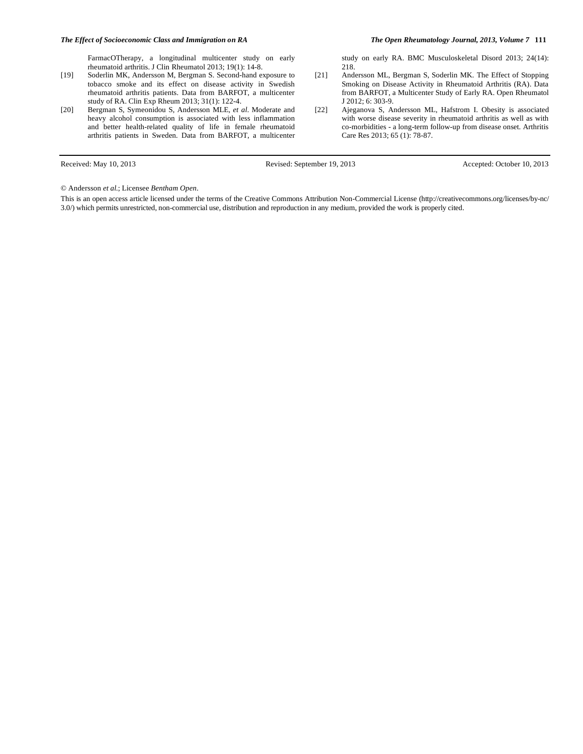FarmacOTherapy, a longitudinal multicenter study on early rheumatoid arthritis. J Clin Rheumatol 2013; 19(1): 14-8.

[19] Soderlin MK, Andersson M, Bergman S. Second-hand exposure to tobacco smoke and its effect on disease activity in Swedish rheumatoid arthritis patients. Data from BARFOT, a multicenter study of RA. Clin Exp Rheum 2013; 31(1): 122-4.

[20] Bergman S, Symeonidou S, Andersson MLE, *et al*. Moderate and heavy alcohol consumption is associated with less inflammation and better health-related quality of life in female rheumatoid arthritis patients in Sweden. Data from BARFOT, a multicenter study on early RA. BMC Musculoskeletal Disord 2013; 24(14): 218.

[21] Andersson ML, Bergman S, Soderlin MK. The Effect of Stopping Smoking on Disease Activity in Rheumatoid Arthritis (RA). Data from BARFOT, a Multicenter Study of Early RA. Open Rheumatol J 2012; 6: 303-9.

[22] Ajeganova S, Andersson ML, Hafstrom I. Obesity is associated with worse disease severity in rheumatoid arthritis as well as with co-morbidities - a long-term follow-up from disease onset. Arthritis Care Res 2013; 65 (1): 78-87.

Received: May 10, 2013 Revised: September 19, 2013 Accepted: October 10, 2013

© Andersson *et al.*; Licensee *Bentham Open*.

This is an open access article licensed under the terms of the Creative Commons Attribution Non-Commercial License (http://creativecommons.org/licenses/by-nc/3.0/) which permits unrestricted, non-commercial use, distribution and reproduction in any medium, provided the work is properly cited.